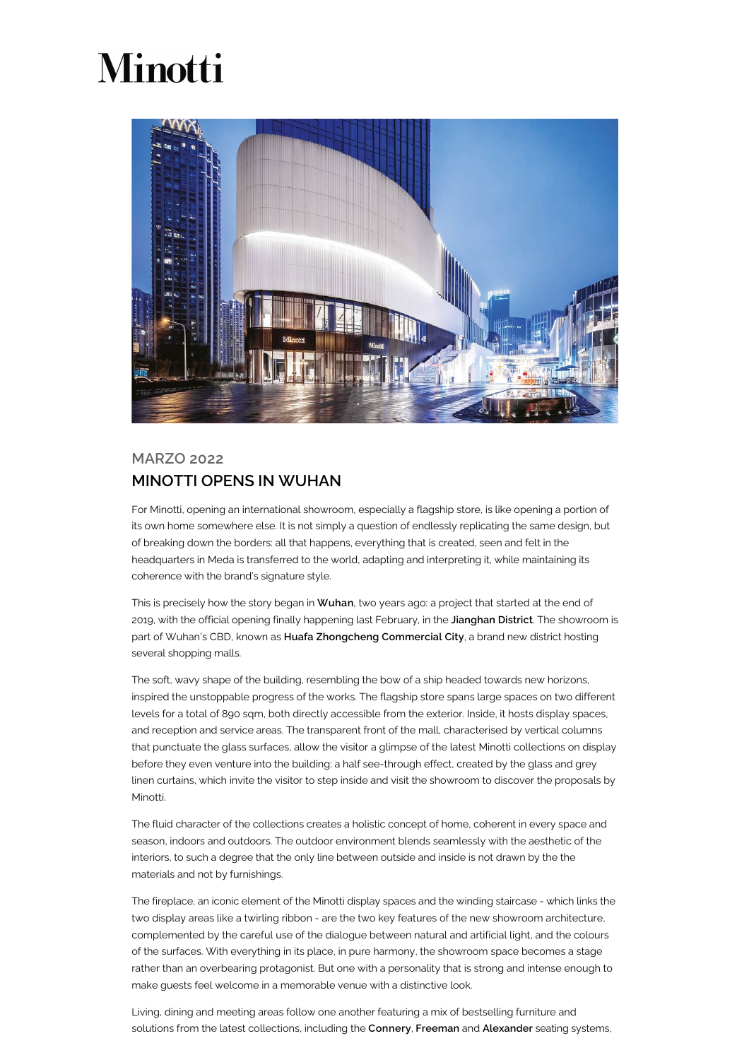# Minotti

MARZO 2022

## MINOTTI OPENS IN WUHAN

For Minotti, opening an international showroom, especially a flagship store, is like opening a portion of its own home somewhere else. It is not simply a question of endlessly replicating the same design, but of breaking down the borders: all that happens, everything that is created, seen and felt in the headquarters in Meda is transferred to the world, adapting and interpreting it, while maintaining its coherence with the brand's signature style.

This is precisely how the story began in **Wuhan**, two years ago: a project that started at the end of 2019, with the official opening finally happening last February, in the **Jianghan District**. The showroom is part of Wuhan's CBD, known as **Huafa Zhongcheng Commercial City**, a brand new district hosting several shopping malls.

The soft, wavy shape of the building, resembling the bow of a ship headed towards new horizons, inspired the unstoppable progress of the works. The flagship store spans large spaces on two different levels for a total of 890 sqm, both directly accessible from the exterior. Inside, it hosts display spaces, and reception and service areas. The transparent front of the mall, characterised by vertical columns that punctuate the glass surfaces, allow the visitor a glimpse of the latest Minotti collections on display before they even venture into the building: a half see-through effect, created by the glass and grey linen curtains, which invite the visitor to step inside and visit the showroom to discover the proposals by Minotti.

The fluid character of the collections creates a holistic concept of home, coherent in every space and season, indoors and outdoors. The outdoor environment blends seamlessly with the aesthetic of the interiors, to such a degree that the only line between outside and inside is not drawn by the the materials and not by furnishings.

The fireplace, an iconic element of the Minotti display spaces and the winding staircase - which links the two display areas like a twirling ribbon - are the two key features of the new showroom architecture, complemented by the careful use of the dialogue between natural and artificial light, and the colours of the surfaces. With everything in its place, in pure harmony, the showroom space becomes a stage rather than an overbearing protagonist. But one with a personality that is strong and intense enough to make guests feel welcome in a memorable venue with a distinctive look.

Living, dining and meeting areas follow one another featuring a mix of bestselling furniture and solutions from the latest collections, including the **Connery**, **Freeman** and **Alexander** seating systems,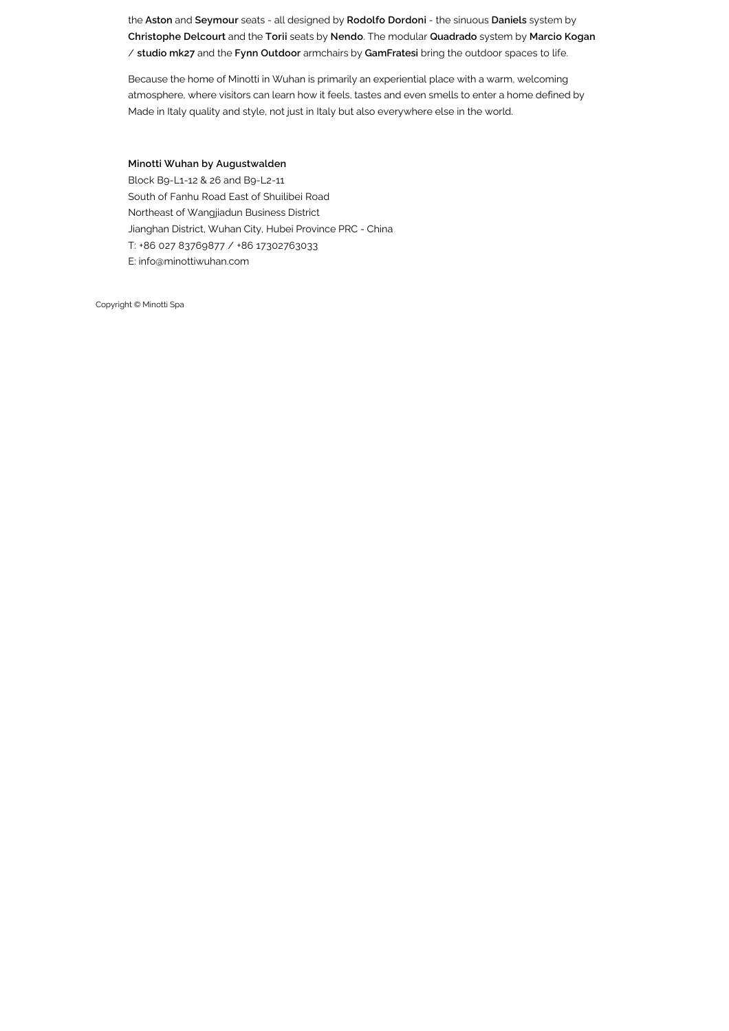the **Aston** and **Seymour** seats - all designed by **Rodolfo Dordoni** - the sinuous **Daniels** system by **Christophe Delcourt** and the **Torii** seats by **Nendo**. The modular **Quadrado** system by **Marcio Kogan / studio mk27** and the **Fynn Outdoor** armchairs by **GamFratesi** bring the outdoor spaces to life.

Because the home of Minotti in Wuhan is primarily an experiential place with a warm, welcoming atmosphere, where visitors can learn how it feels, tastes and even smells to enter a home defined by Made in Italy quality and style, not just in Italy but also everywhere else in the world.

**Minotti Wuhan by Augustwalden**
Block B9-L1-12 & 26 and B9-L2-11
South of Fanhu Road East of Shuilibei Road
Northeast of Wangjiadun Business District
Jianghan District, Wuhan City, Hubei Province PRC - China
T: +86 027 83769877 / +86 17302763033
E: info@minottiwuhan.com

Copyright © Minotti Spa